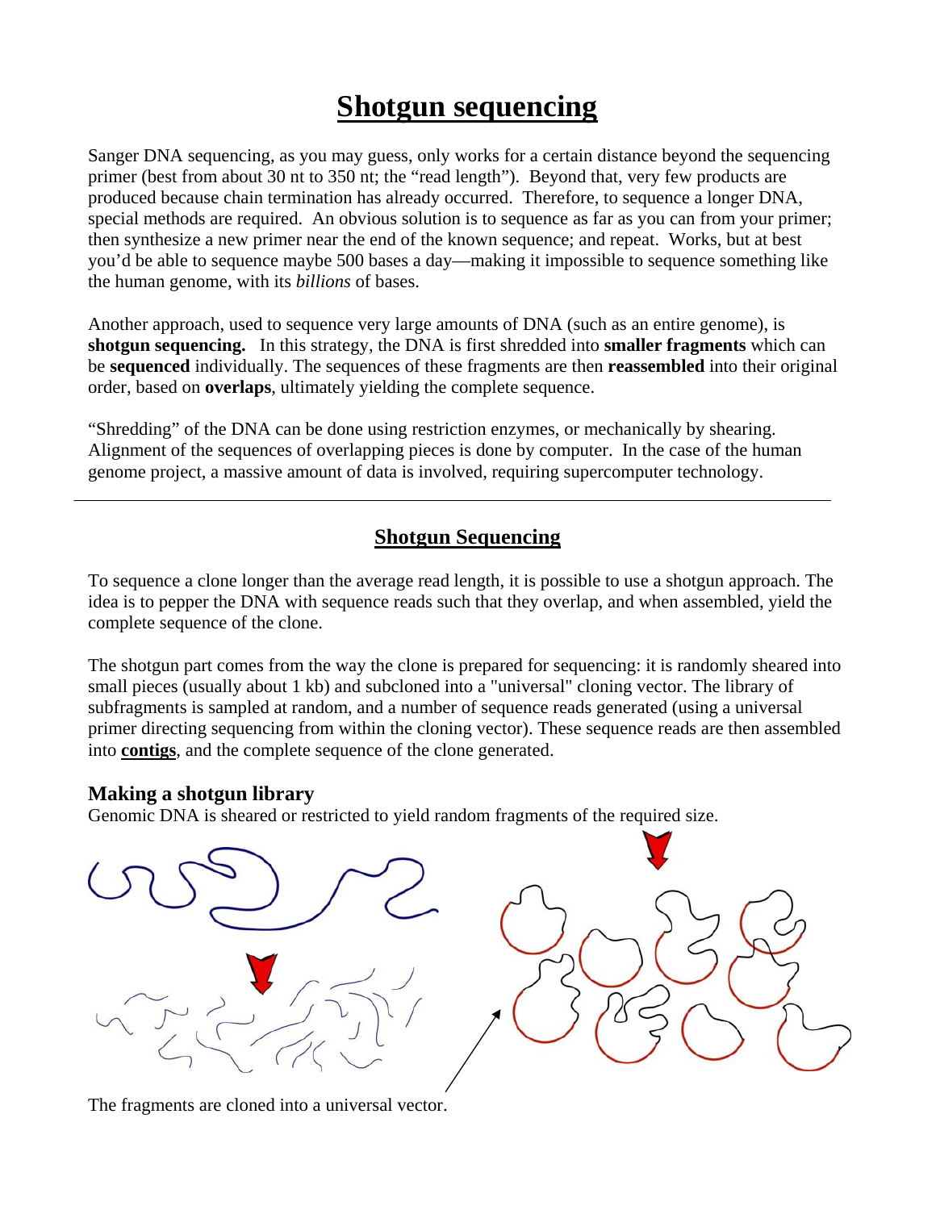# Shotgun sequencing

Sanger DNA sequencing, as you may guess, only works for a certain distance beyond the sequencing primer (best from about 30 nt to 350 nt; the "read length"). Beyond that, very few products are produced because chain termination has already occurred. Therefore, to sequence a longer DNA, special methods are required. An obvious solution is to sequence as far as you can from your primer; then synthesize a new primer near the end of the known sequence; and repeat. Works, but at best you'd be able to sequence maybe 500 bases a day—making it impossible to sequence something like the human genome, with its *billions* of bases.

Another approach, used to sequence very large amounts of DNA (such as an entire genome), is **shotgun sequencing.** In this strategy, the DNA is first shredded into **smaller fragments** which can be **sequenced** individually. The sequences of these fragments are then **reassembled** into their original order, based on **overlaps**, ultimately yielding the complete sequence.

"Shredding" of the DNA can be done using restriction enzymes, or mechanically by shearing. Alignment of the sequences of overlapping pieces is done by computer. In the case of the human genome project, a massive amount of data is involved, requiring supercomputer technology.

---

## Shotgun Sequencing

To sequence a clone longer than the average read length, it is possible to use a shotgun approach. The idea is to pepper the DNA with sequence reads such that they overlap, and when assembled, yield the complete sequence of the clone.

The shotgun part comes from the way the clone is prepared for sequencing: it is randomly sheared into small pieces (usually about 1 kb) and subcloned into a "universal" cloning vector. The library of subfragments is sampled at random, and a number of sequence reads generated (using a universal primer directing sequencing from within the cloning vector). These sequence reads are then assembled into **contigs**, and the complete sequence of the clone generated.

### Making a shotgun library

Genomic DNA is sheared or restricted to yield random fragments of the required size.

The fragments are cloned into a universal vector.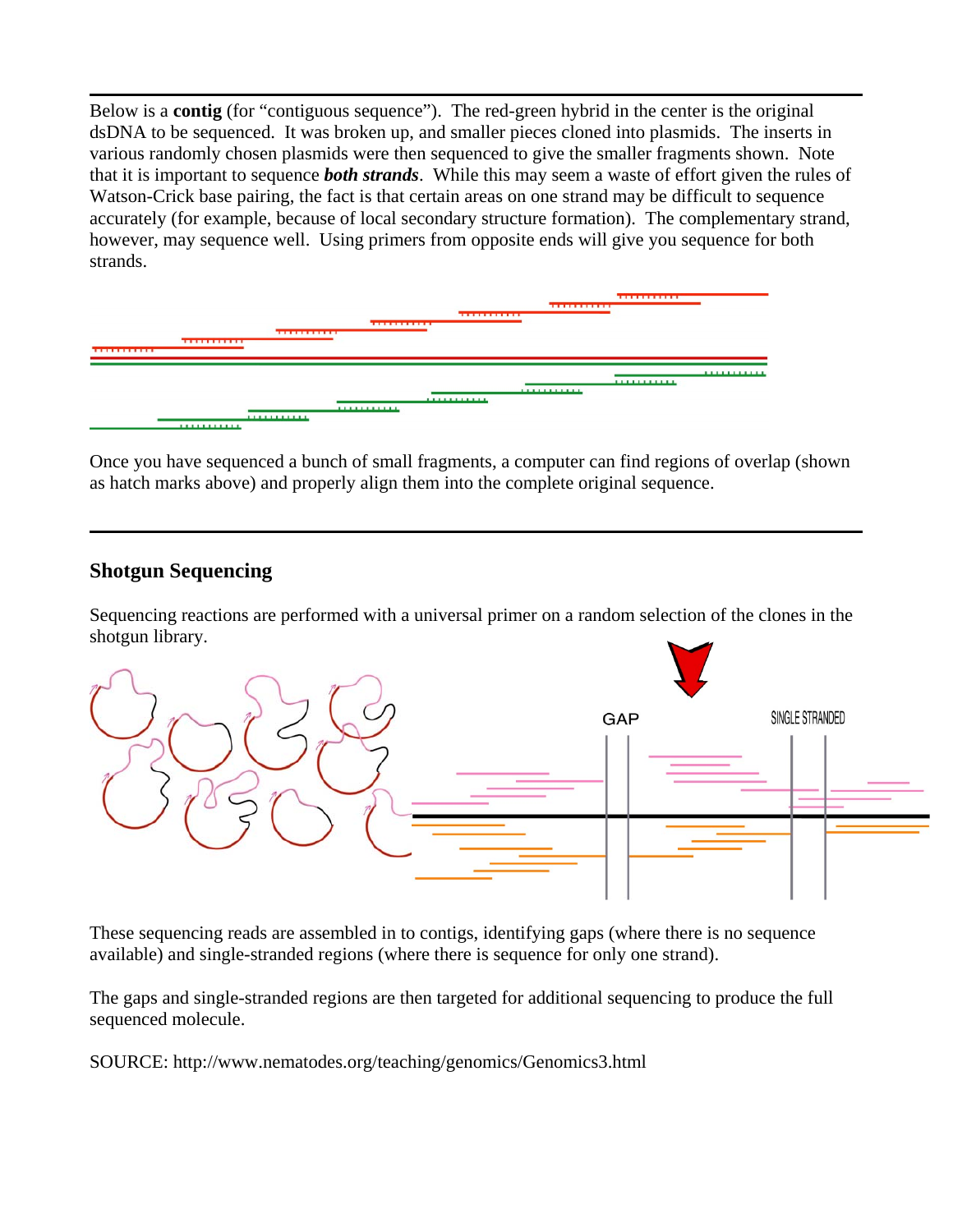Below is a **contig** (for "contiguous sequence"). The red-green hybrid in the center is the original dsDNA to be sequenced. It was broken up, and smaller pieces cloned into plasmids. The inserts in various randomly chosen plasmids were then sequenced to give the smaller fragments shown. Note that it is important to sequence ***both strands***. While this may seem a waste of effort given the rules of Watson-Crick base pairing, the fact is that certain areas on one strand may be difficult to sequence accurately (for example, because of local secondary structure formation). The complementary strand, however, may sequence well. Using primers from opposite ends will give you sequence for both strands.

Once you have sequenced a bunch of small fragments, a computer can find regions of overlap (shown as hatch marks above) and properly align them into the complete original sequence.

---

## Shotgun Sequencing

Sequencing reactions are performed with a universal primer on a random selection of the clones in the shotgun library.

These sequencing reads are assembled in to contigs, identifying gaps (where there is no sequence available) and single-stranded regions (where there is sequence for only one strand).

The gaps and single-stranded regions are then targeted for additional sequencing to produce the full sequenced molecule.

SOURCE: http://www.nematodes.org/teaching/genomics/Genomics3.html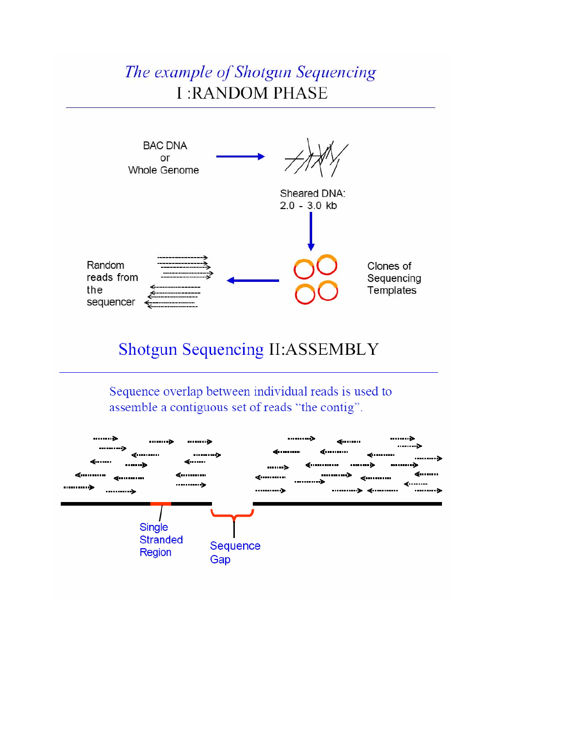## *The example of Shotgun Sequencing*
## I :RANDOM PHASE

BAC DNA or Whole Genome

Sheared DNA: 2.0 - 3.0 kb

Clones of Sequencing Templates

Random reads from the sequencer

## Shotgun Sequencing II:ASSEMBLY

Sequence overlap between individual reads is used to assemble a contiguous set of reads "the contig".

Single Stranded Region

Sequence Gap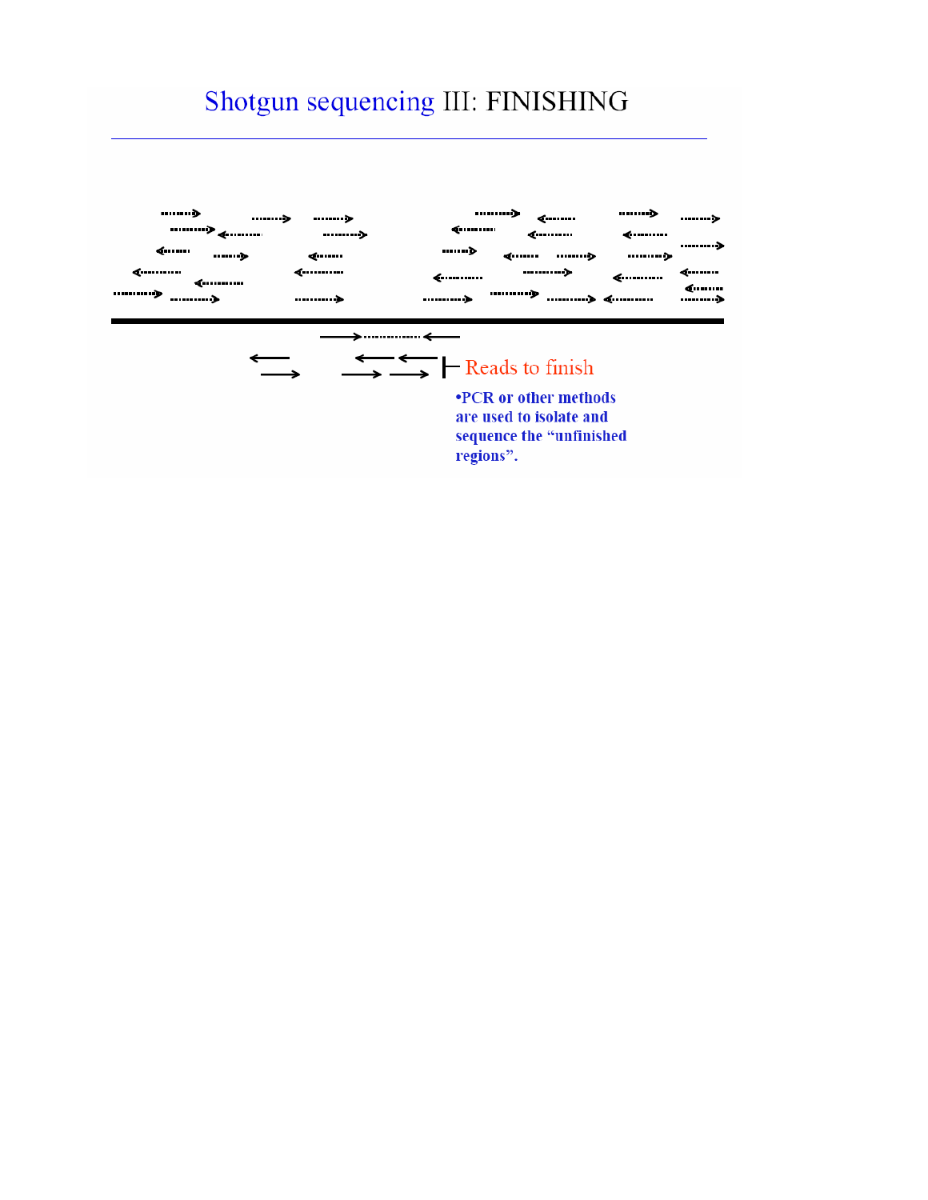# Shotgun sequencing III: FINISHING

Reads to finish

- PCR or other methods are used to isolate and sequence the "unfinished regions".